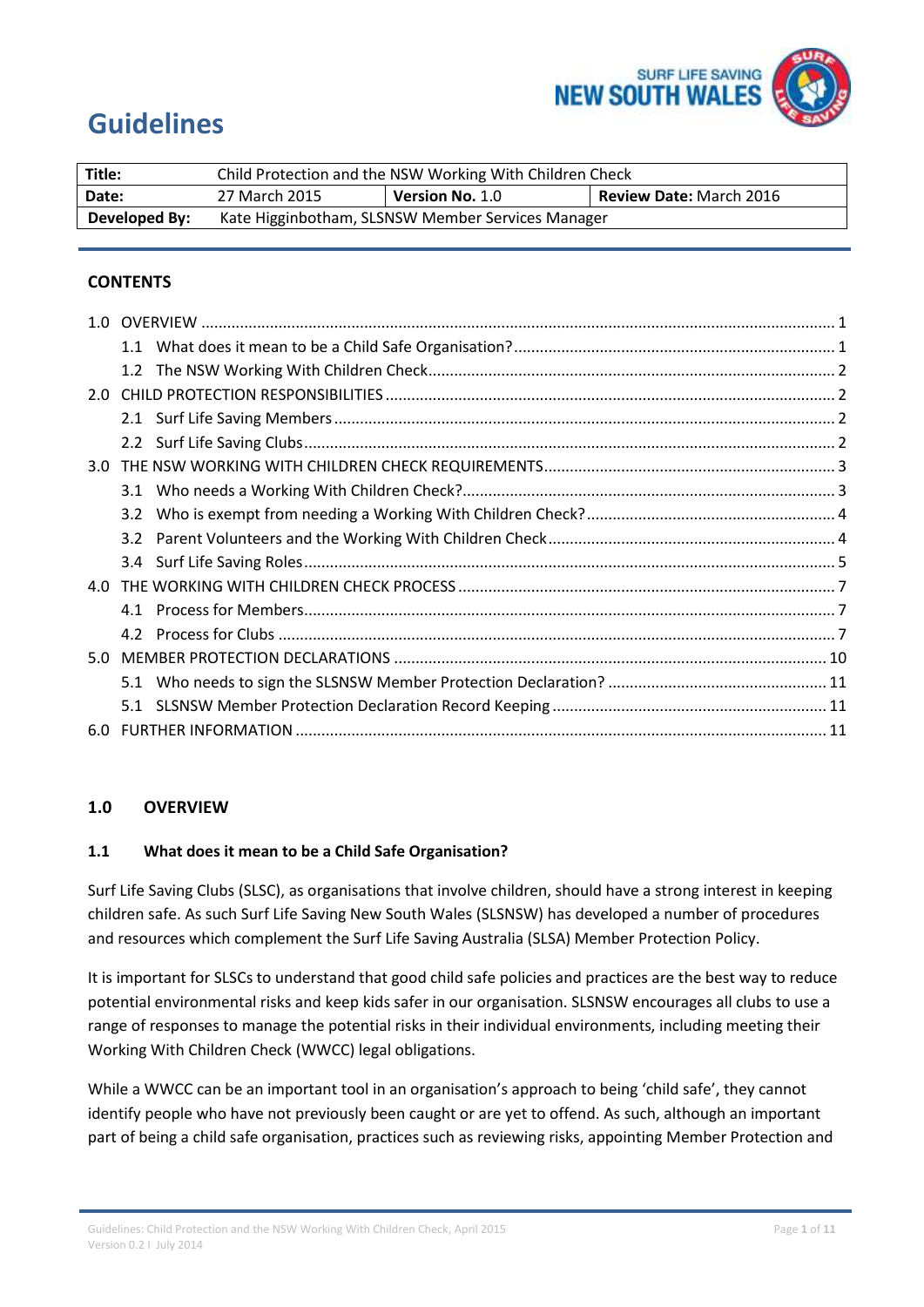# Guidelines

| Title: | Child Protection and the NSW Working With Children Check | | |
|---|---|---|---|
| Date: | 27 March 2015 | Version No. 1.0 | Review Date: March 2016 |
| Developed By: | Kate Higginbotham, SLSNSW Member Services Manager | | |

**CONTENTS**

- 1.0 OVERVIEW ..... 1
  - 1.1 What does it mean to be a Child Safe Organisation? ..... 1
  - 1.2 The NSW Working With Children Check ..... 2
- 2.0 CHILD PROTECTION RESPONSIBILITIES ..... 2
  - 2.1 Surf Life Saving Members ..... 2
  - 2.2 Surf Life Saving Clubs ..... 2
- 3.0 THE NSW WORKING WITH CHILDREN CHECK REQUIREMENTS ..... 3
  - 3.1 Who needs a Working With Children Check? ..... 3
  - 3.2 Who is exempt from needing a Working With Children Check? ..... 4
  - 3.2 Parent Volunteers and the Working With Children Check ..... 4
  - 3.4 Surf Life Saving Roles ..... 5
- 4.0 THE WORKING WITH CHILDREN CHECK PROCESS ..... 7
  - 4.1 Process for Members ..... 7
  - 4.2 Process for Clubs ..... 7
- 5.0 MEMBER PROTECTION DECLARATIONS ..... 10
  - 5.1 Who needs to sign the SLSNSW Member Protection Declaration? ..... 11
  - 5.1 SLSNSW Member Protection Declaration Record Keeping ..... 11
- 6.0 FURTHER INFORMATION ..... 11

## 1.0 OVERVIEW

### 1.1 What does it mean to be a Child Safe Organisation?

Surf Life Saving Clubs (SLSC), as organisations that involve children, should have a strong interest in keeping children safe. As such Surf Life Saving New South Wales (SLSNSW) has developed a number of procedures and resources which complement the Surf Life Saving Australia (SLSA) Member Protection Policy.

It is important for SLSCs to understand that good child safe policies and practices are the best way to reduce potential environmental risks and keep kids safer in our organisation. SLSNSW encourages all clubs to use a range of responses to manage the potential risks in their individual environments, including meeting their Working With Children Check (WWCC) legal obligations.

While a WWCC can be an important tool in an organisation's approach to being 'child safe', they cannot identify people who have not previously been caught or are yet to offend. As such, although an important part of being a child safe organisation, practices such as reviewing risks, appointing Member Protection and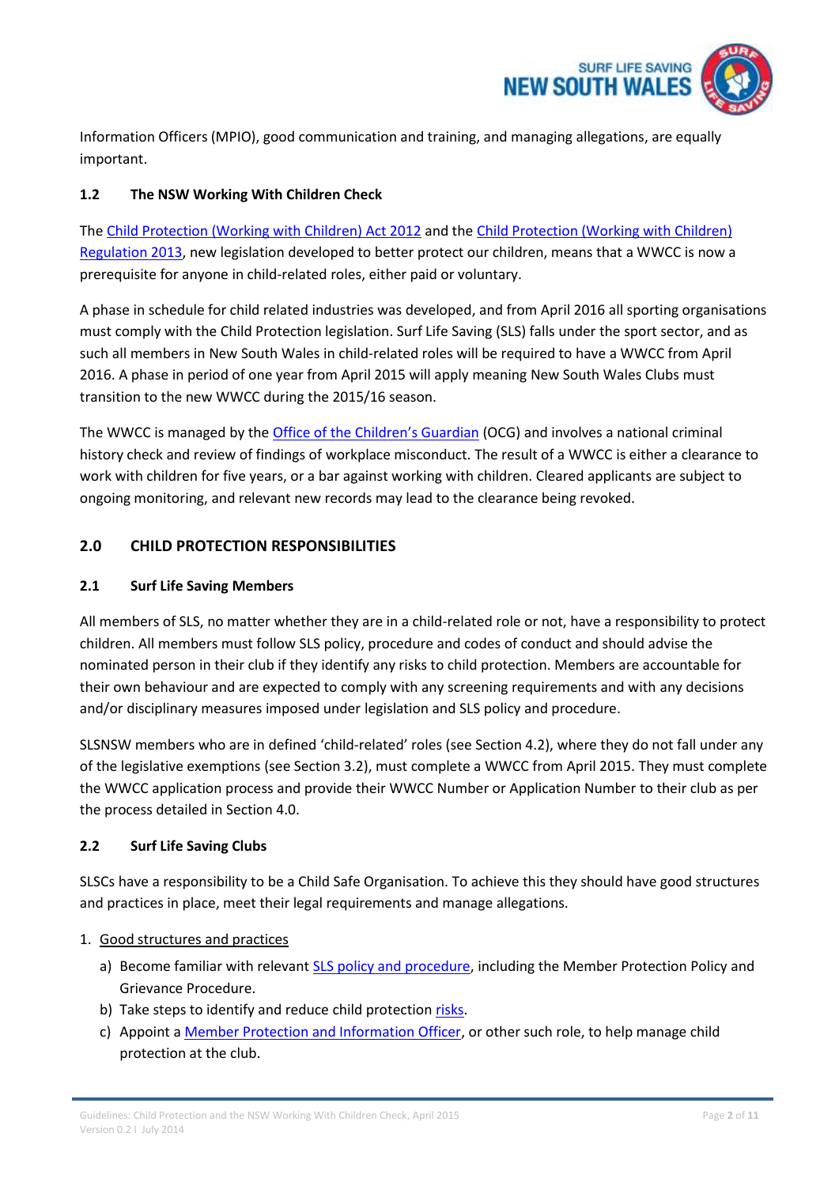Information Officers (MPIO), good communication and training, and managing allegations, are equally important.

### 1.2 The NSW Working With Children Check

The Child Protection (Working with Children) Act 2012 and the Child Protection (Working with Children) Regulation 2013, new legislation developed to better protect our children, means that a WWCC is now a prerequisite for anyone in child-related roles, either paid or voluntary.

A phase in schedule for child related industries was developed, and from April 2016 all sporting organisations must comply with the Child Protection legislation. Surf Life Saving (SLS) falls under the sport sector, and as such all members in New South Wales in child-related roles will be required to have a WWCC from April 2016. A phase in period of one year from April 2015 will apply meaning New South Wales Clubs must transition to the new WWCC during the 2015/16 season.

The WWCC is managed by the Office of the Children's Guardian (OCG) and involves a national criminal history check and review of findings of workplace misconduct. The result of a WWCC is either a clearance to work with children for five years, or a bar against working with children. Cleared applicants are subject to ongoing monitoring, and relevant new records may lead to the clearance being revoked.

## 2.0 CHILD PROTECTION RESPONSIBILITIES

### 2.1 Surf Life Saving Members

All members of SLS, no matter whether they are in a child-related role or not, have a responsibility to protect children. All members must follow SLS policy, procedure and codes of conduct and should advise the nominated person in their club if they identify any risks to child protection. Members are accountable for their own behaviour and are expected to comply with any screening requirements and with any decisions and/or disciplinary measures imposed under legislation and SLS policy and procedure.

SLSNSW members who are in defined 'child-related' roles (see Section 4.2), where they do not fall under any of the legislative exemptions (see Section 3.2), must complete a WWCC from April 2015. They must complete the WWCC application process and provide their WWCC Number or Application Number to their club as per the process detailed in Section 4.0.

### 2.2 Surf Life Saving Clubs

SLSCs have a responsibility to be a Child Safe Organisation. To achieve this they should have good structures and practices in place, meet their legal requirements and manage allegations.

1. Good structures and practices
   a) Become familiar with relevant SLS policy and procedure, including the Member Protection Policy and Grievance Procedure.
   b) Take steps to identify and reduce child protection risks.
   c) Appoint a Member Protection and Information Officer, or other such role, to help manage child protection at the club.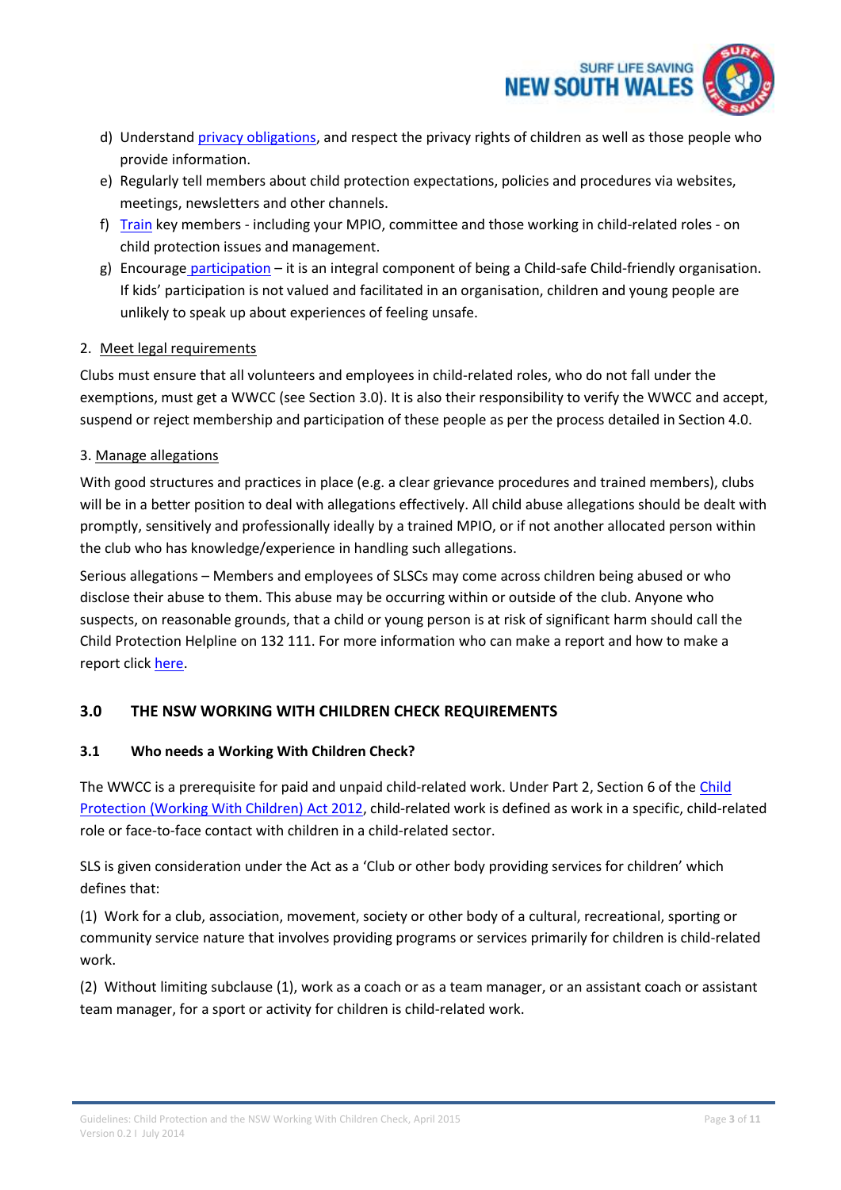d) Understand privacy obligations, and respect the privacy rights of children as well as those people who provide information.

e) Regularly tell members about child protection expectations, policies and procedures via websites, meetings, newsletters and other channels.

f) Train key members - including your MPIO, committee and those working in child-related roles - on child protection issues and management.

g) Encourage participation – it is an integral component of being a Child-safe Child-friendly organisation. If kids' participation is not valued and facilitated in an organisation, children and young people are unlikely to speak up about experiences of feeling unsafe.

2. Meet legal requirements

Clubs must ensure that all volunteers and employees in child-related roles, who do not fall under the exemptions, must get a WWCC (see Section 3.0). It is also their responsibility to verify the WWCC and accept, suspend or reject membership and participation of these people as per the process detailed in Section 4.0.

3. Manage allegations

With good structures and practices in place (e.g. a clear grievance procedures and trained members), clubs will be in a better position to deal with allegations effectively. All child abuse allegations should be dealt with promptly, sensitively and professionally ideally by a trained MPIO, or if not another allocated person within the club who has knowledge/experience in handling such allegations.

Serious allegations – Members and employees of SLSCs may come across children being abused or who disclose their abuse to them. This abuse may be occurring within or outside of the club. Anyone who suspects, on reasonable grounds, that a child or young person is at risk of significant harm should call the Child Protection Helpline on 132 111. For more information who can make a report and how to make a report click here.

## 3.0 THE NSW WORKING WITH CHILDREN CHECK REQUIREMENTS

### 3.1 Who needs a Working With Children Check?

The WWCC is a prerequisite for paid and unpaid child-related work. Under Part 2, Section 6 of the Child Protection (Working With Children) Act 2012, child-related work is defined as work in a specific, child-related role or face-to-face contact with children in a child-related sector.

SLS is given consideration under the Act as a 'Club or other body providing services for children' which defines that:

(1) Work for a club, association, movement, society or other body of a cultural, recreational, sporting or community service nature that involves providing programs or services primarily for children is child-related work.

(2) Without limiting subclause (1), work as a coach or as a team manager, or an assistant coach or assistant team manager, for a sport or activity for children is child-related work.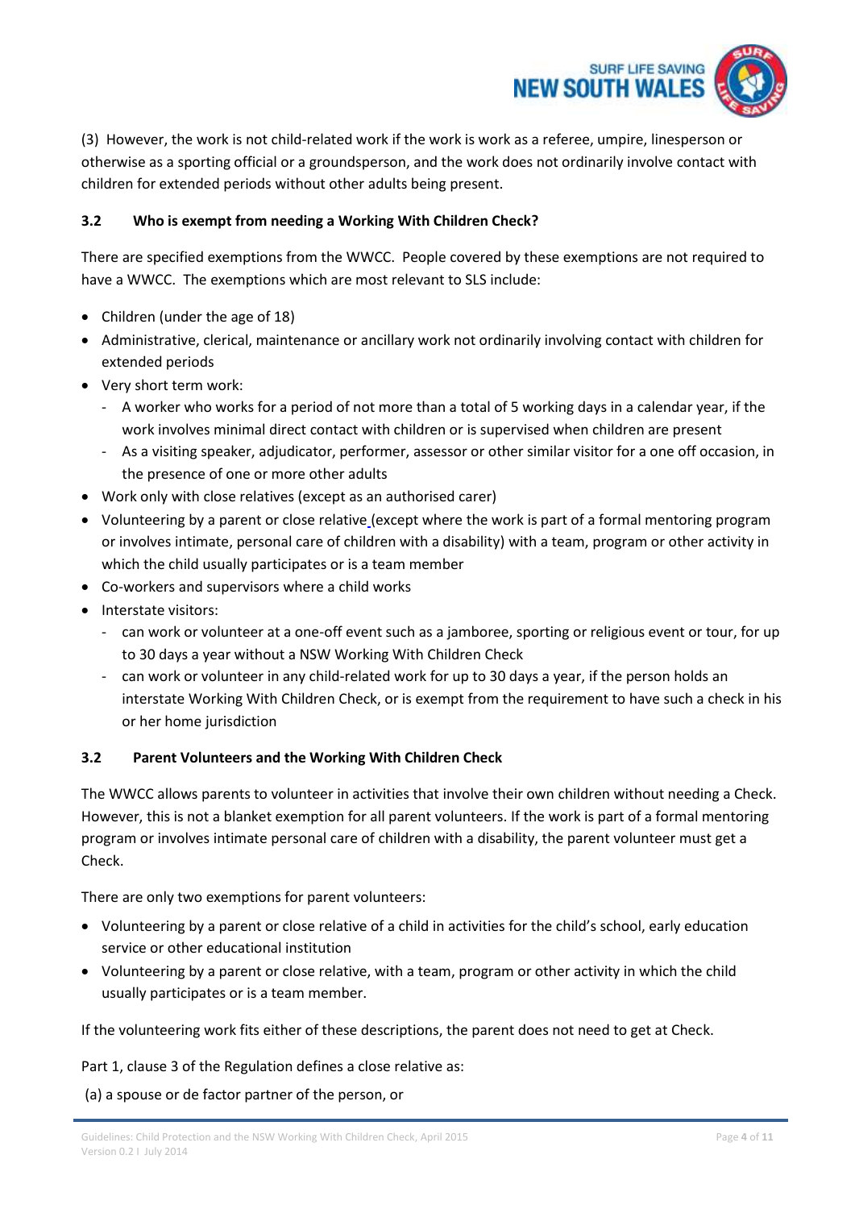(3) However, the work is not child-related work if the work is work as a referee, umpire, linesperson or otherwise as a sporting official or a groundsperson, and the work does not ordinarily involve contact with children for extended periods without other adults being present.

### 3.2 Who is exempt from needing a Working With Children Check?

There are specified exemptions from the WWCC. People covered by these exemptions are not required to have a WWCC. The exemptions which are most relevant to SLS include:

- Children (under the age of 18)
- Administrative, clerical, maintenance or ancillary work not ordinarily involving contact with children for extended periods
- Very short term work:
  - A worker who works for a period of not more than a total of 5 working days in a calendar year, if the work involves minimal direct contact with children or is supervised when children are present
  - As a visiting speaker, adjudicator, performer, assessor or other similar visitor for a one off occasion, in the presence of one or more other adults
- Work only with close relatives (except as an authorised carer)
- Volunteering by a parent or close relative (except where the work is part of a formal mentoring program or involves intimate, personal care of children with a disability) with a team, program or other activity in which the child usually participates or is a team member
- Co-workers and supervisors where a child works
- Interstate visitors:
  - can work or volunteer at a one-off event such as a jamboree, sporting or religious event or tour, for up to 30 days a year without a NSW Working With Children Check
  - can work or volunteer in any child-related work for up to 30 days a year, if the person holds an interstate Working With Children Check, or is exempt from the requirement to have such a check in his or her home jurisdiction

### 3.2 Parent Volunteers and the Working With Children Check

The WWCC allows parents to volunteer in activities that involve their own children without needing a Check. However, this is not a blanket exemption for all parent volunteers. If the work is part of a formal mentoring program or involves intimate personal care of children with a disability, the parent volunteer must get a Check.

There are only two exemptions for parent volunteers:

- Volunteering by a parent or close relative of a child in activities for the child's school, early education service or other educational institution
- Volunteering by a parent or close relative, with a team, program or other activity in which the child usually participates or is a team member.

If the volunteering work fits either of these descriptions, the parent does not need to get at Check.

Part 1, clause 3 of the Regulation defines a close relative as:

(a) a spouse or de factor partner of the person, or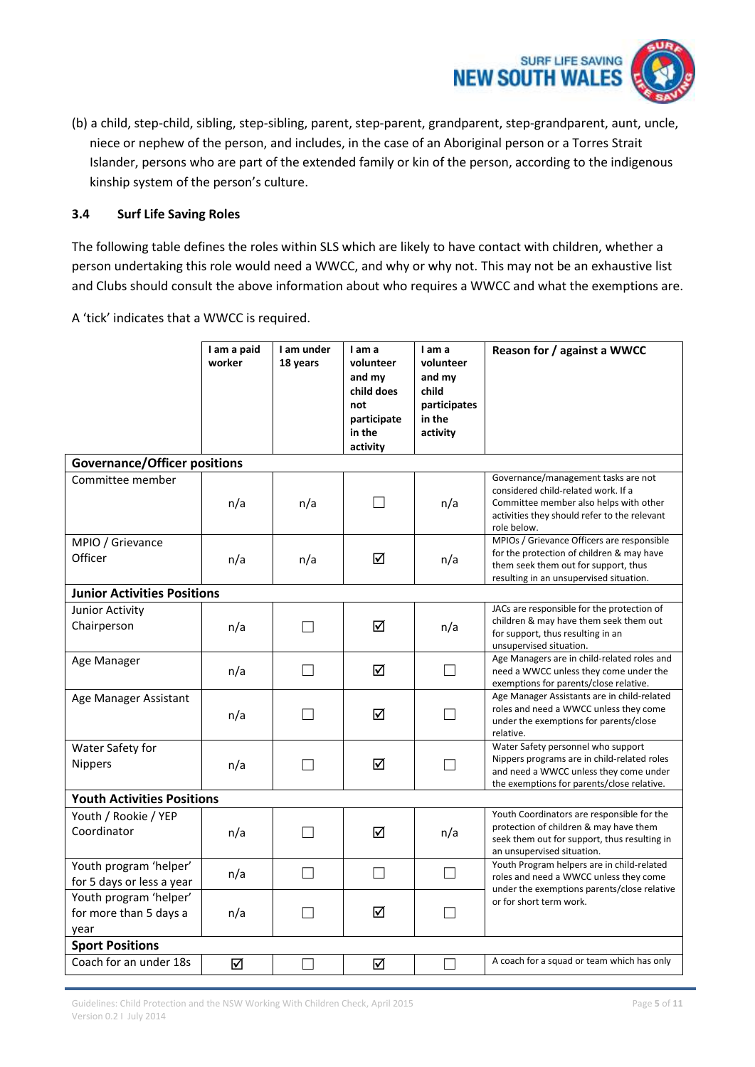(b) a child, step-child, sibling, step-sibling, parent, step-parent, grandparent, step-grandparent, aunt, uncle, niece or nephew of the person, and includes, in the case of an Aboriginal person or a Torres Strait Islander, persons who are part of the extended family or kin of the person, according to the indigenous kinship system of the person's culture.

### 3.4 Surf Life Saving Roles

The following table defines the roles within SLS which are likely to have contact with children, whether a person undertaking this role would need a WWCC, and why or why not. This may not be an exhaustive list and Clubs should consult the above information about who requires a WWCC and what the exemptions are.

A 'tick' indicates that a WWCC is required.

| | I am a paid worker | I am under 18 years | I am a volunteer and my child does not participate in the activity | I am a volunteer and my child participates in the activity | Reason for / against a WWCC |
|---|---|---|---|---|---|
| **Governance/Officer positions** | | | | | |
| Committee member | n/a | n/a | ☐ | n/a | Governance/management tasks are not considered child-related work. If a Committee member also helps with other activities they should refer to the relevant role below. |
| MPIO / Grievance Officer | n/a | n/a | ☑ | n/a | MPIOs / Grievance Officers are responsible for the protection of children & may have them seek them out for support, thus resulting in an unsupervised situation. |
| **Junior Activities Positions** | | | | | |
| Junior Activity Chairperson | n/a | ☐ | ☑ | n/a | JACs are responsible for the protection of children & may have them seek them out for support, thus resulting in an unsupervised situation. |
| Age Manager | n/a | ☐ | ☑ | ☐ | Age Managers are in child-related roles and need a WWCC unless they come under the exemptions for parents/close relative. |
| Age Manager Assistant | n/a | ☐ | ☑ | ☐ | Age Manager Assistants are in child-related roles and need a WWCC unless they come under the exemptions for parents/close relative. |
| Water Safety for Nippers | n/a | ☐ | ☑ | ☐ | Water Safety personnel who support Nippers programs are in child-related roles and need a WWCC unless they come under the exemptions for parents/close relative. |
| **Youth Activities Positions** | | | | | |
| Youth / Rookie / YEP Coordinator | n/a | ☐ | ☑ | n/a | Youth Coordinators are responsible for the protection of children & may have them seek them out for support, thus resulting in an unsupervised situation. |
| Youth program 'helper' for 5 days or less a year | n/a | ☐ | ☐ | ☐ | Youth Program helpers are in child-related roles and need a WWCC unless they come under the exemptions parents/close relative or for short term work. |
| Youth program 'helper' for more than 5 days a year | n/a | ☐ | ☑ | ☐ | |
| **Sport Positions** | | | | | |
| Coach for an under 18s | ☑ | ☐ | ☑ | ☐ | A coach for a squad or team which has only |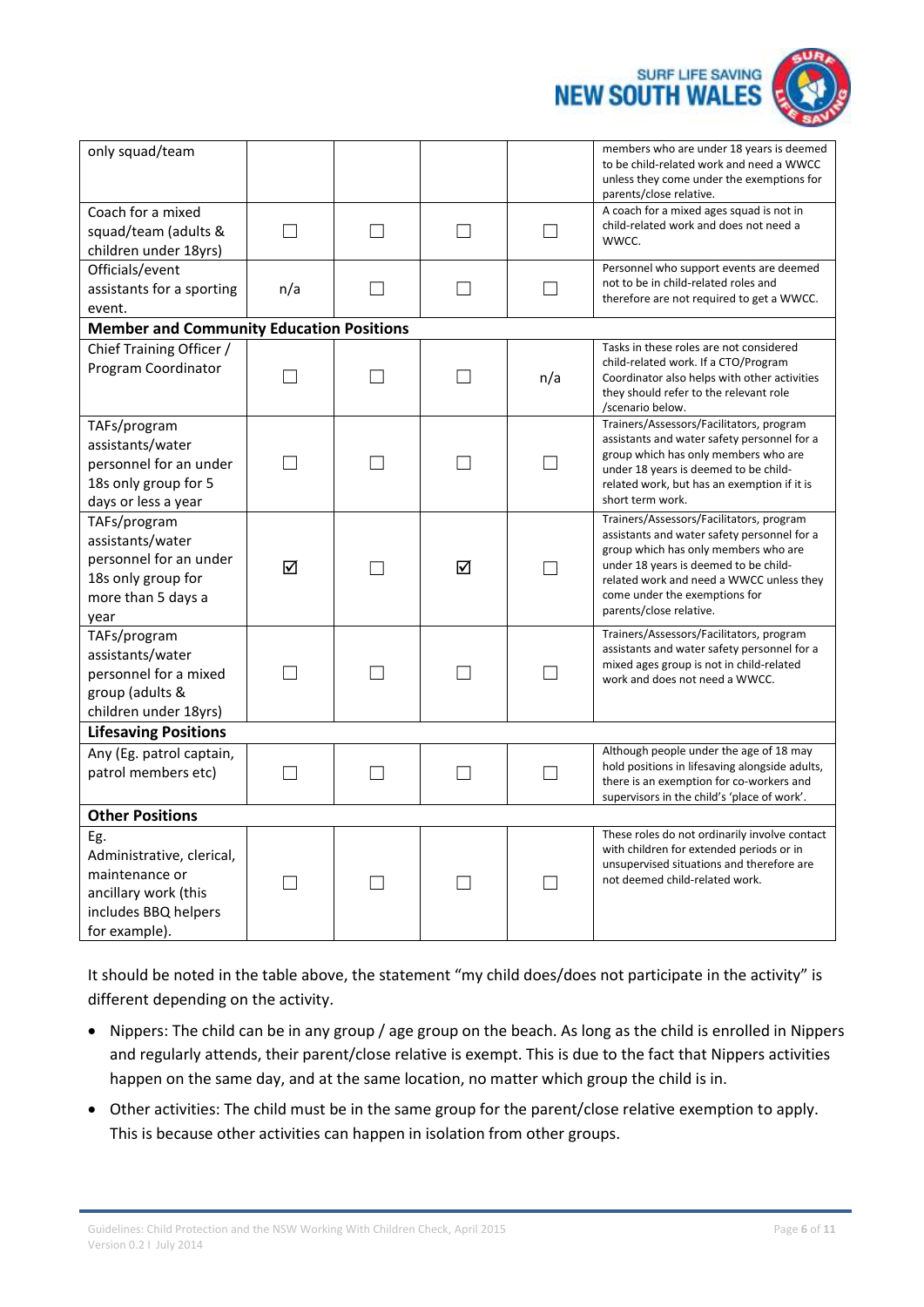| | | | | | |
|---|---|---|---|---|---|
| only squad/team | | | | | members who are under 18 years is deemed to be child-related work and need a WWCC unless they come under the exemptions for parents/close relative. |
| Coach for a mixed squad/team (adults & children under 18yrs) | ☐ | ☐ | ☐ | ☐ | A coach for a mixed ages squad is not in child-related work and does not need a WWCC. |
| Officials/event assistants for a sporting event. | n/a | ☐ | ☐ | ☐ | Personnel who support events are deemed not to be in child-related roles and therefore are not required to get a WWCC. |
| **Member and Community Education Positions** | | | | | |
| Chief Training Officer / Program Coordinator | ☐ | ☐ | ☐ | n/a | Tasks in these roles are not considered child-related work. If a CTO/Program Coordinator also helps with other activities they should refer to the relevant role /scenario below. |
| TAFs/program assistants/water personnel for an under 18s only group for 5 days or less a year | ☐ | ☐ | ☐ | ☐ | Trainers/Assessors/Facilitators, program assistants and water safety personnel for a group which has only members who are under 18 years is deemed to be child-related work, but has an exemption if it is short term work. |
| TAFs/program assistants/water personnel for an under 18s only group for more than 5 days a year | ☑ | ☐ | ☑ | ☐ | Trainers/Assessors/Facilitators, program assistants and water safety personnel for a group which has only members who are under 18 years is deemed to be child-related work and need a WWCC unless they come under the exemptions for parents/close relative. |
| TAFs/program assistants/water personnel for a mixed group (adults & children under 18yrs) | ☐ | ☐ | ☐ | ☐ | Trainers/Assessors/Facilitators, program assistants and water safety personnel for a mixed ages group is not in child-related work and does not need a WWCC. |
| **Lifesaving Positions** | | | | | |
| Any (Eg. patrol captain, patrol members etc) | ☐ | ☐ | ☐ | ☐ | Although people under the age of 18 may hold positions in lifesaving alongside adults, there is an exemption for co-workers and supervisors in the child's 'place of work'. |
| **Other Positions** | | | | | |
| Eg. Administrative, clerical, maintenance or ancillary work (this includes BBQ helpers for example). | ☐ | ☐ | ☐ | ☐ | These roles do not ordinarily involve contact with children for extended periods or in unsupervised situations and therefore are not deemed child-related work. |

It should be noted in the table above, the statement "my child does/does not participate in the activity" is different depending on the activity.

- Nippers: The child can be in any group / age group on the beach. As long as the child is enrolled in Nippers and regularly attends, their parent/close relative is exempt. This is due to the fact that Nippers activities happen on the same day, and at the same location, no matter which group the child is in.
- Other activities: The child must be in the same group for the parent/close relative exemption to apply. This is because other activities can happen in isolation from other groups.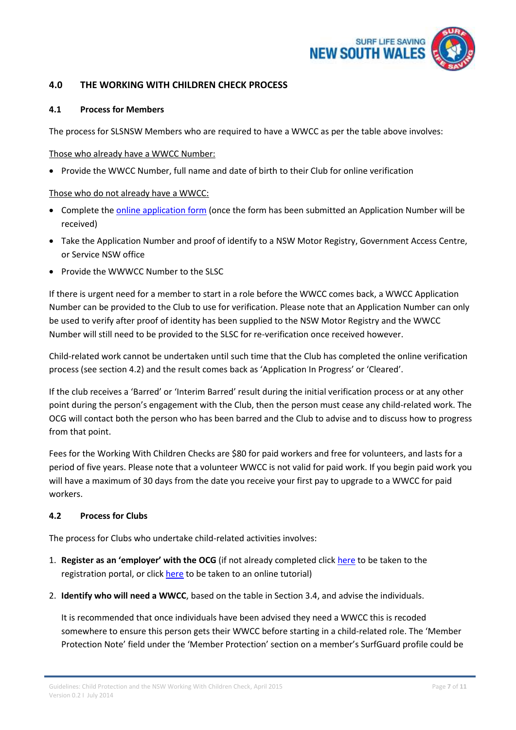## 4.0 THE WORKING WITH CHILDREN CHECK PROCESS

### 4.1 Process for Members

The process for SLSNSW Members who are required to have a WWCC as per the table above involves:

Those who already have a WWCC Number:

- Provide the WWCC Number, full name and date of birth to their Club for online verification

Those who do not already have a WWCC:

- Complete the online application form (once the form has been submitted an Application Number will be received)
- Take the Application Number and proof of identify to a NSW Motor Registry, Government Access Centre, or Service NSW office
- Provide the WWWCC Number to the SLSC

If there is urgent need for a member to start in a role before the WWCC comes back, a WWCC Application Number can be provided to the Club to use for verification. Please note that an Application Number can only be used to verify after proof of identity has been supplied to the NSW Motor Registry and the WWCC Number will still need to be provided to the SLSC for re-verification once received however.

Child-related work cannot be undertaken until such time that the Club has completed the online verification process (see section 4.2) and the result comes back as 'Application In Progress' or 'Cleared'.

If the club receives a 'Barred' or 'Interim Barred' result during the initial verification process or at any other point during the person's engagement with the Club, then the person must cease any child-related work. The OCG will contact both the person who has been barred and the Club to advise and to discuss how to progress from that point.

Fees for the Working With Children Checks are $80 for paid workers and free for volunteers, and lasts for a period of five years. Please note that a volunteer WWCC is not valid for paid work. If you begin paid work you will have a maximum of 30 days from the date you receive your first pay to upgrade to a WWCC for paid workers.

### 4.2 Process for Clubs

The process for Clubs who undertake child-related activities involves:

1. **Register as an 'employer' with the OCG** (if not already completed click here to be taken to the registration portal, or click here to be taken to an online tutorial)
2. **Identify who will need a WWCC**, based on the table in Section 3.4, and advise the individuals.

   It is recommended that once individuals have been advised they need a WWCC this is recoded somewhere to ensure this person gets their WWCC before starting in a child-related role. The 'Member Protection Note' field under the 'Member Protection' section on a member's SurfGuard profile could be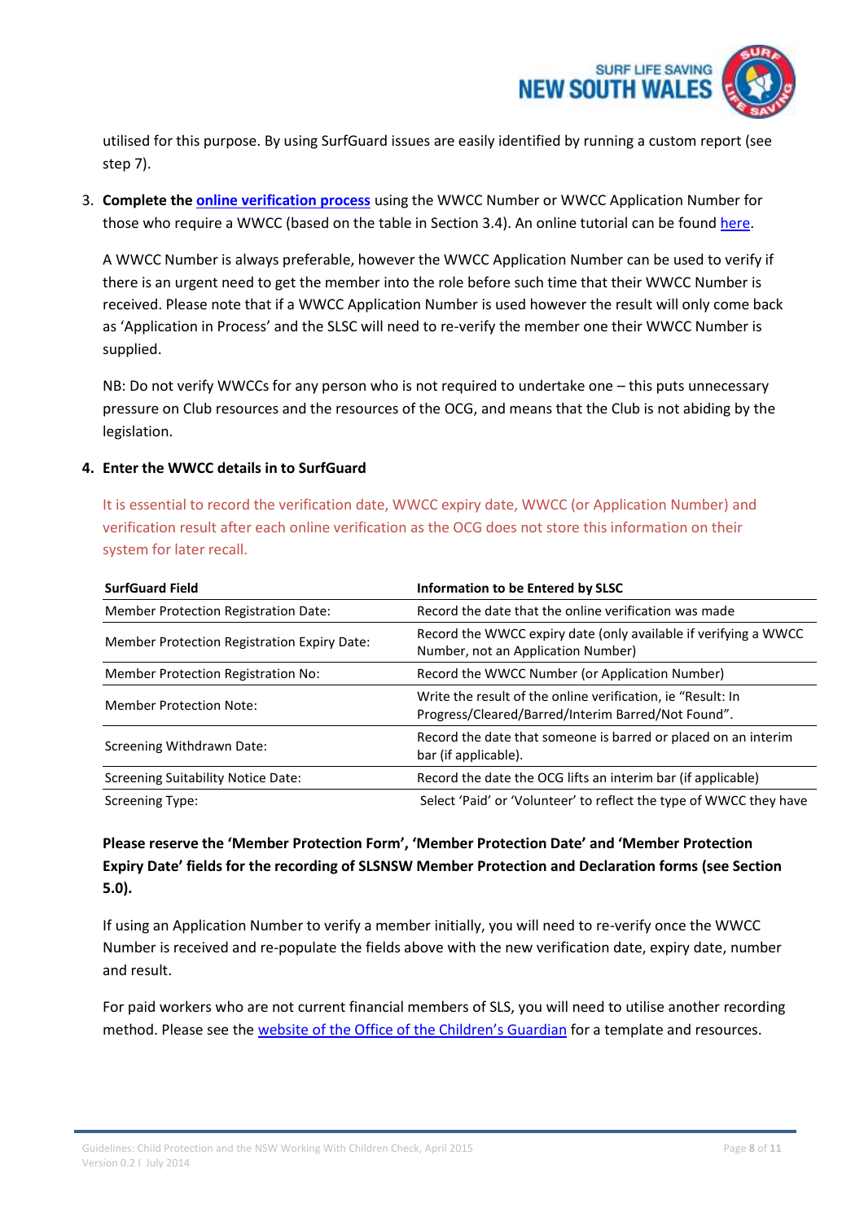utilised for this purpose. By using SurfGuard issues are easily identified by running a custom report (see step 7).

3. **Complete the online verification process** using the WWCC Number or WWCC Application Number for those who require a WWCC (based on the table in Section 3.4). An online tutorial can be found here.

   A WWCC Number is always preferable, however the WWCC Application Number can be used to verify if there is an urgent need to get the member into the role before such time that their WWCC Number is received. Please note that if a WWCC Application Number is used however the result will only come back as 'Application in Process' and the SLSC will need to re-verify the member one their WWCC Number is supplied.

   NB: Do not verify WWCCs for any person who is not required to undertake one – this puts unnecessary pressure on Club resources and the resources of the OCG, and means that the Club is not abiding by the legislation.

4. **Enter the WWCC details in to SurfGuard**

   It is essential to record the verification date, WWCC expiry date, WWCC (or Application Number) and verification result after each online verification as the OCG does not store this information on their system for later recall.

| SurfGuard Field | Information to be Entered by SLSC |
|---|---|
| Member Protection Registration Date: | Record the date that the online verification was made |
| Member Protection Registration Expiry Date: | Record the WWCC expiry date (only available if verifying a WWCC Number, not an Application Number) |
| Member Protection Registration No: | Record the WWCC Number (or Application Number) |
| Member Protection Note: | Write the result of the online verification, ie "Result: In Progress/Cleared/Barred/Interim Barred/Not Found". |
| Screening Withdrawn Date: | Record the date that someone is barred or placed on an interim bar (if applicable). |
| Screening Suitability Notice Date: | Record the date the OCG lifts an interim bar (if applicable) |
| Screening Type: | Select 'Paid' or 'Volunteer' to reflect the type of WWCC they have |

**Please reserve the 'Member Protection Form', 'Member Protection Date' and 'Member Protection Expiry Date' fields for the recording of SLSNSW Member Protection and Declaration forms (see Section 5.0).**

If using an Application Number to verify a member initially, you will need to re-verify once the WWCC Number is received and re-populate the fields above with the new verification date, expiry date, number and result.

For paid workers who are not current financial members of SLS, you will need to utilise another recording method. Please see the website of the Office of the Children's Guardian for a template and resources.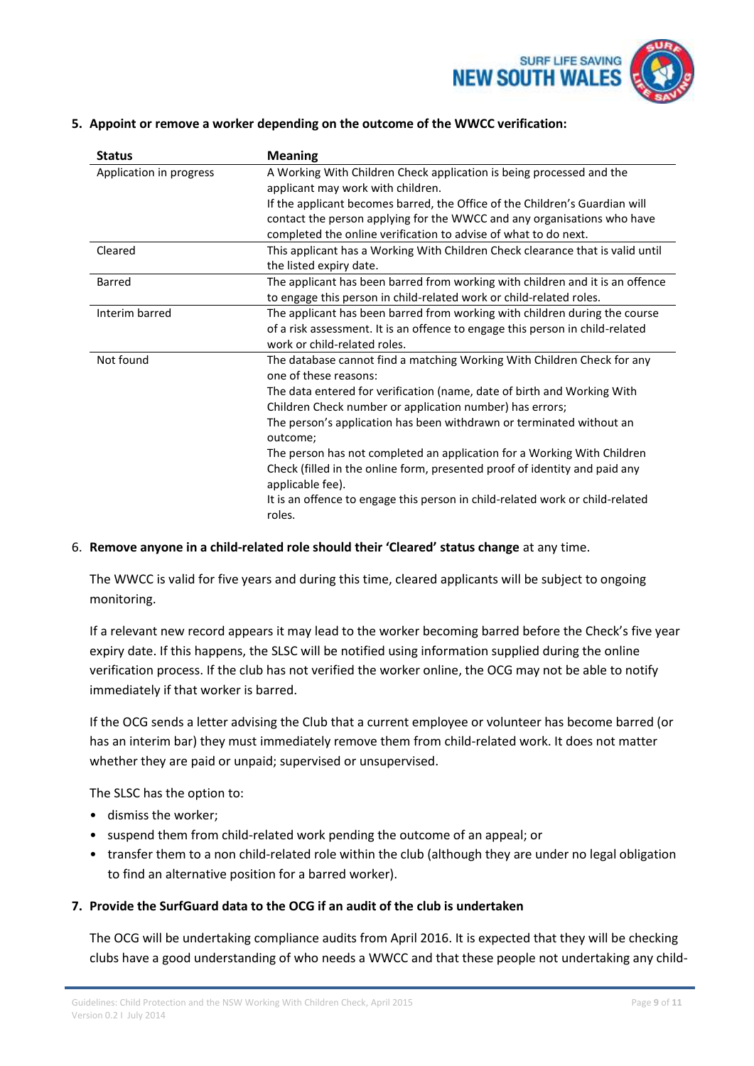**5. Appoint or remove a worker depending on the outcome of the WWCC verification:**

| Status | Meaning |
|---|---|
| Application in progress | A Working With Children Check application is being processed and the applicant may work with children.<br>If the applicant becomes barred, the Office of the Children's Guardian will contact the person applying for the WWCC and any organisations who have completed the online verification to advise of what to do next. |
| Cleared | This applicant has a Working With Children Check clearance that is valid until the listed expiry date. |
| Barred | The applicant has been barred from working with children and it is an offence to engage this person in child-related work or child-related roles. |
| Interim barred | The applicant has been barred from working with children during the course of a risk assessment. It is an offence to engage this person in child-related work or child-related roles. |
| Not found | The database cannot find a matching Working With Children Check for any one of these reasons:<br>The data entered for verification (name, date of birth and Working With Children Check number or application number) has errors;<br>The person's application has been withdrawn or terminated without an outcome;<br>The person has not completed an application for a Working With Children Check (filled in the online form, presented proof of identity and paid any applicable fee).<br>It is an offence to engage this person in child-related work or child-related roles. |

6. **Remove anyone in a child-related role should their 'Cleared' status change** at any time.

   The WWCC is valid for five years and during this time, cleared applicants will be subject to ongoing monitoring.

   If a relevant new record appears it may lead to the worker becoming barred before the Check's five year expiry date. If this happens, the SLSC will be notified using information supplied during the online verification process. If the club has not verified the worker online, the OCG may not be able to notify immediately if that worker is barred.

   If the OCG sends a letter advising the Club that a current employee or volunteer has become barred (or has an interim bar) they must immediately remove them from child-related work. It does not matter whether they are paid or unpaid; supervised or unsupervised.

   The SLSC has the option to:

   - dismiss the worker;
   - suspend them from child-related work pending the outcome of an appeal; or
   - transfer them to a non child-related role within the club (although they are under no legal obligation to find an alternative position for a barred worker).

**7. Provide the SurfGuard data to the OCG if an audit of the club is undertaken**

   The OCG will be undertaking compliance audits from April 2016. It is expected that they will be checking clubs have a good understanding of who needs a WWCC and that these people not undertaking any child-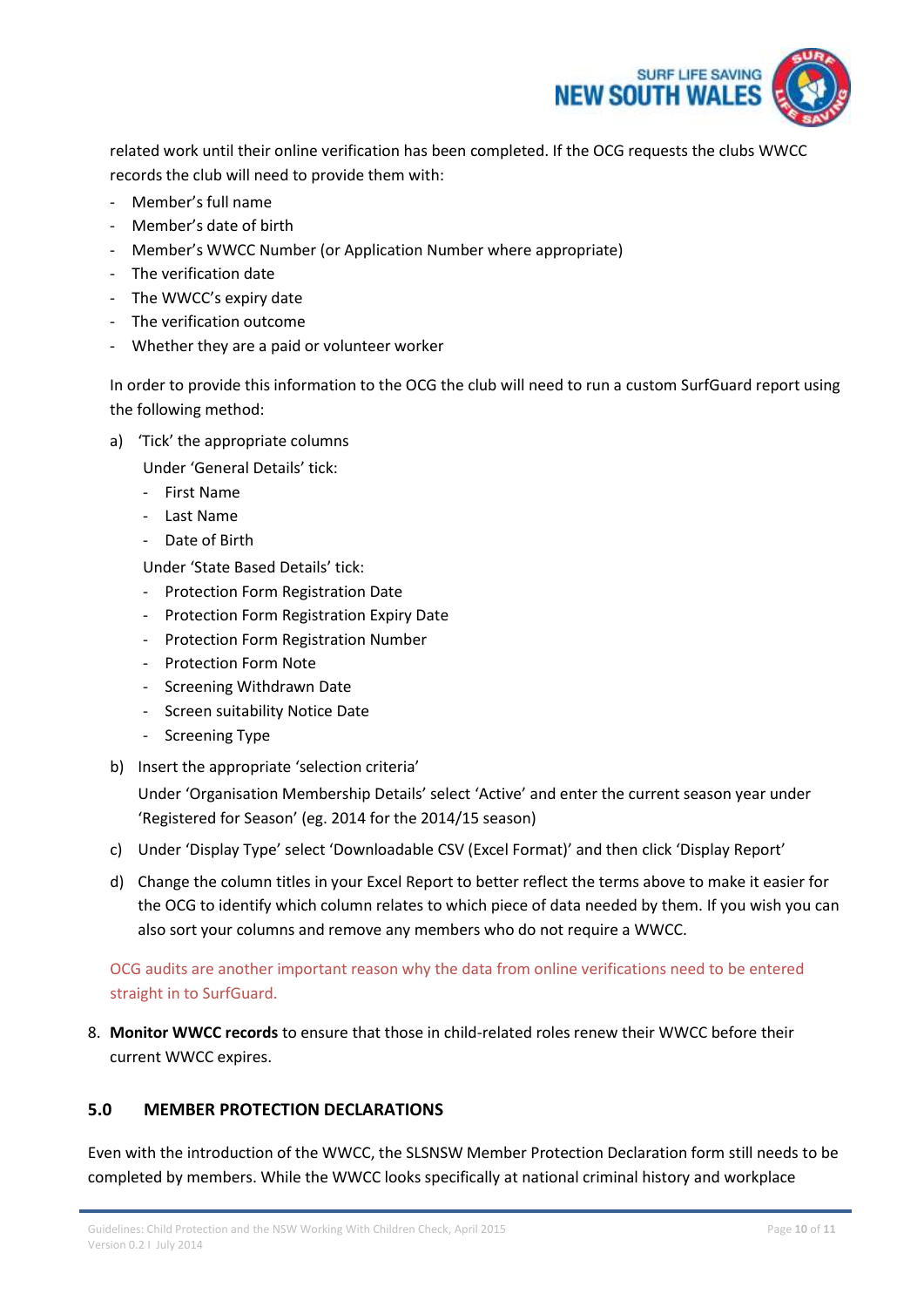related work until their online verification has been completed. If the OCG requests the clubs WWCC records the club will need to provide them with:

- Member's full name
- Member's date of birth
- Member's WWCC Number (or Application Number where appropriate)
- The verification date
- The WWCC's expiry date
- The verification outcome
- Whether they are a paid or volunteer worker

In order to provide this information to the OCG the club will need to run a custom SurfGuard report using the following method:

a) 'Tick' the appropriate columns

   Under 'General Details' tick:
   - First Name
   - Last Name
   - Date of Birth

   Under 'State Based Details' tick:
   - Protection Form Registration Date
   - Protection Form Registration Expiry Date
   - Protection Form Registration Number
   - Protection Form Note
   - Screening Withdrawn Date
   - Screen suitability Notice Date
   - Screening Type

b) Insert the appropriate 'selection criteria'

   Under 'Organisation Membership Details' select 'Active' and enter the current season year under 'Registered for Season' (eg. 2014 for the 2014/15 season)

c) Under 'Display Type' select 'Downloadable CSV (Excel Format)' and then click 'Display Report'

d) Change the column titles in your Excel Report to better reflect the terms above to make it easier for the OCG to identify which column relates to which piece of data needed by them. If you wish you can also sort your columns and remove any members who do not require a WWCC.

OCG audits are another important reason why the data from online verifications need to be entered straight in to SurfGuard.

8. **Monitor WWCC records** to ensure that those in child-related roles renew their WWCC before their current WWCC expires.

## 5.0 MEMBER PROTECTION DECLARATIONS

Even with the introduction of the WWCC, the SLSNSW Member Protection Declaration form still needs to be completed by members. While the WWCC looks specifically at national criminal history and workplace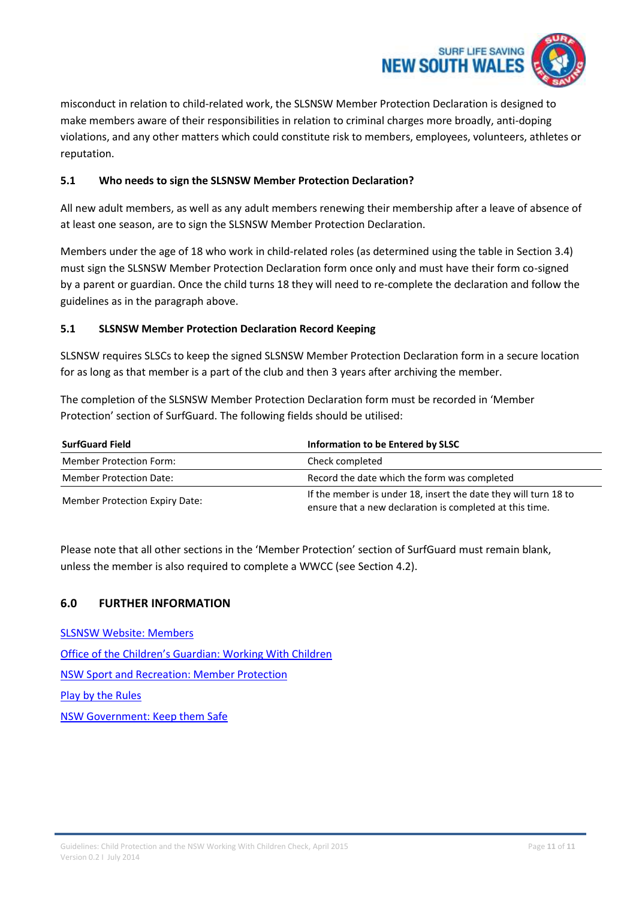misconduct in relation to child-related work, the SLSNSW Member Protection Declaration is designed to make members aware of their responsibilities in relation to criminal charges more broadly, anti-doping violations, and any other matters which could constitute risk to members, employees, volunteers, athletes or reputation.

### 5.1 Who needs to sign the SLSNSW Member Protection Declaration?

All new adult members, as well as any adult members renewing their membership after a leave of absence of at least one season, are to sign the SLSNSW Member Protection Declaration.

Members under the age of 18 who work in child-related roles (as determined using the table in Section 3.4) must sign the SLSNSW Member Protection Declaration form once only and must have their form co-signed by a parent or guardian. Once the child turns 18 they will need to re-complete the declaration and follow the guidelines as in the paragraph above.

### 5.1 SLSNSW Member Protection Declaration Record Keeping

SLSNSW requires SLSCs to keep the signed SLSNSW Member Protection Declaration form in a secure location for as long as that member is a part of the club and then 3 years after archiving the member.

The completion of the SLSNSW Member Protection Declaration form must be recorded in 'Member Protection' section of SurfGuard. The following fields should be utilised:

| SurfGuard Field | Information to be Entered by SLSC |
|---|---|
| Member Protection Form: | Check completed |
| Member Protection Date: | Record the date which the form was completed |
| Member Protection Expiry Date: | If the member is under 18, insert the date they will turn 18 to ensure that a new declaration is completed at this time. |

Please note that all other sections in the 'Member Protection' section of SurfGuard must remain blank, unless the member is also required to complete a WWCC (see Section 4.2).

## 6.0 FURTHER INFORMATION

SLSNSW Website: Members

Office of the Children's Guardian: Working With Children

NSW Sport and Recreation: Member Protection

Play by the Rules

NSW Government: Keep them Safe